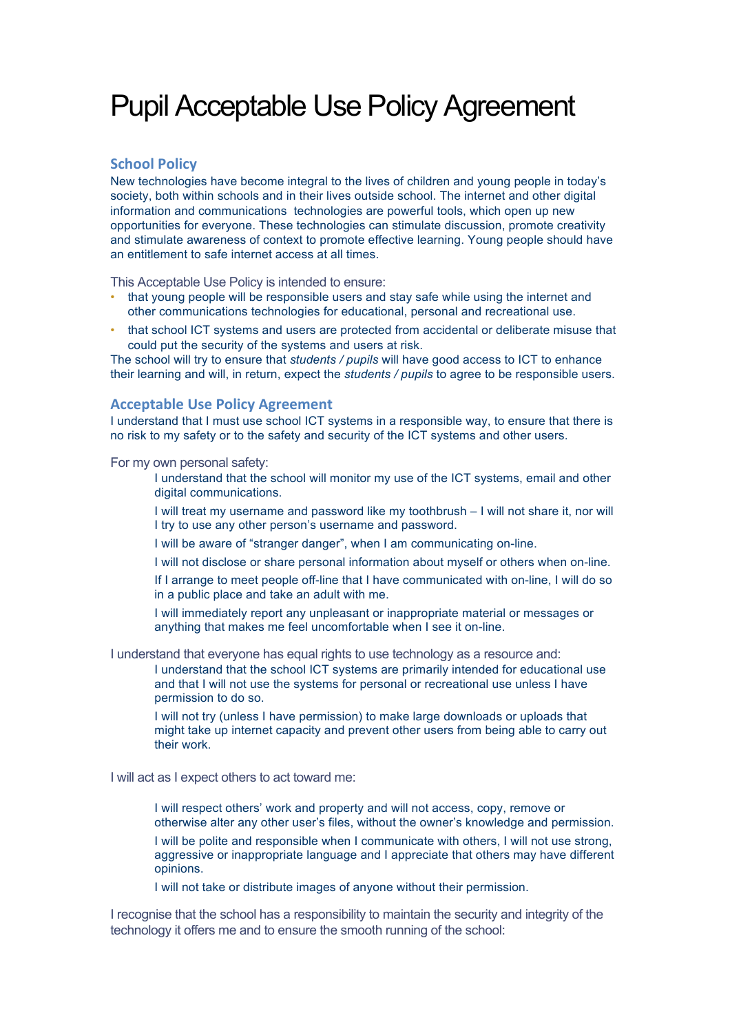# Pupil Acceptable Use Policy Agreement

## School Policy

New technologies have become integral to the lives of children and young people in today's society, both within schools and in their lives outside school. The internet and other digital information and communications technologies are powerful tools, which open up new opportunities for everyone. These technologies can stimulate discussion, promote creativity and stimulate awareness of context to promote effective learning. Young people should have an entitlement to safe internet access at all times.

This Acceptable Use Policy is intended to ensure:

- that young people will be responsible users and stay safe while using the internet and other communications technologies for educational, personal and recreational use.
- that school ICT systems and users are protected from accidental or deliberate misuse that could put the security of the systems and users at risk.

The school will try to ensure that *students / pupils* will have good access to ICT to enhance their learning and will, in return, expect the *students / pupils* to agree to be responsible users.

## Acceptable Use Policy Agreement

I understand that I must use school ICT systems in a responsible way, to ensure that there is no risk to my safety or to the safety and security of the ICT systems and other users.

For my own personal safety:

I understand that the school will monitor my use of the ICT systems, email and other digital communications.

I will treat my username and password like my toothbrush – I will not share it, nor will I try to use any other person's username and password.

I will be aware of "stranger danger", when I am communicating on-line.

I will not disclose or share personal information about myself or others when on-line.

If I arrange to meet people off-line that I have communicated with on-line, I will do so in a public place and take an adult with me.

I will immediately report any unpleasant or inappropriate material or messages or anything that makes me feel uncomfortable when I see it on-line.

I understand that everyone has equal rights to use technology as a resource and:

I understand that the school ICT systems are primarily intended for educational use and that I will not use the systems for personal or recreational use unless I have permission to do so.

I will not try (unless I have permission) to make large downloads or uploads that might take up internet capacity and prevent other users from being able to carry out their work.

I will act as I expect others to act toward me:

I will respect others' work and property and will not access, copy, remove or otherwise alter any other user's files, without the owner's knowledge and permission.

I will be polite and responsible when I communicate with others, I will not use strong, aggressive or inappropriate language and I appreciate that others may have different opinions.

I will not take or distribute images of anyone without their permission.

I recognise that the school has a responsibility to maintain the security and integrity of the technology it offers me and to ensure the smooth running of the school: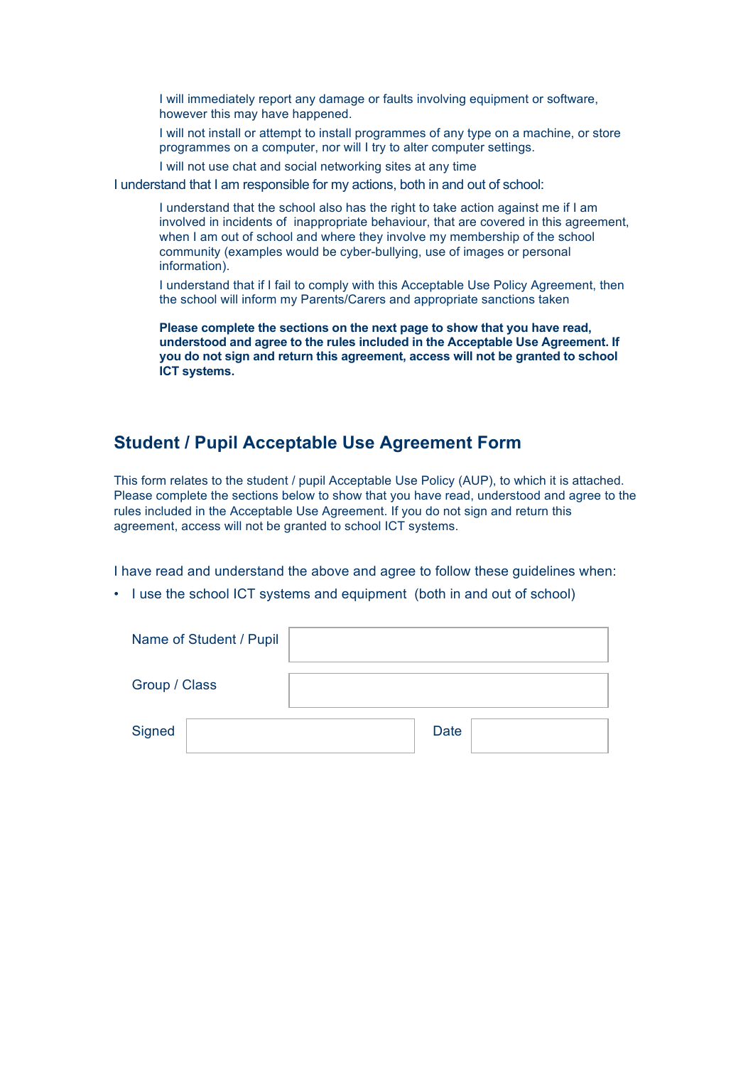I will immediately report any damage or faults involving equipment or software, however this may have happened.

I will not install or attempt to install programmes of any type on a machine, or store programmes on a computer, nor will I try to alter computer settings.

I will not use chat and social networking sites at any time

I understand that I am responsible for my actions, both in and out of school:

I understand that the school also has the right to take action against me if I am involved in incidents of inappropriate behaviour, that are covered in this agreement, when I am out of school and where they involve my membership of the school community (examples would be cyber-bullying, use of images or personal information).

I understand that if I fail to comply with this Acceptable Use Policy Agreement, then the school will inform my Parents/Carers and appropriate sanctions taken

**Please complete the sections on the next page to show that you have read, understood and agree to the rules included in the Acceptable Use Agreement. If you do not sign and return this agreement, access will not be granted to school ICT systems.**

## Student / Pupil Acceptable Use Agreement Form

This form relates to the student / pupil Acceptable Use Policy (AUP), to which it is attached. Please complete the sections below to show that you have read, understood and agree to the rules included in the Acceptable Use Agreement. If you do not sign and return this agreement, access will not be granted to school ICT systems.

I have read and understand the above and agree to follow these guidelines when:

- I use the school ICT systems and equipment (both in and out of school)

| | | | |
|---|---|---|---|
| Name of Student / Pupil | | | |
| Group / Class | | | |
| Signed | | Date | |